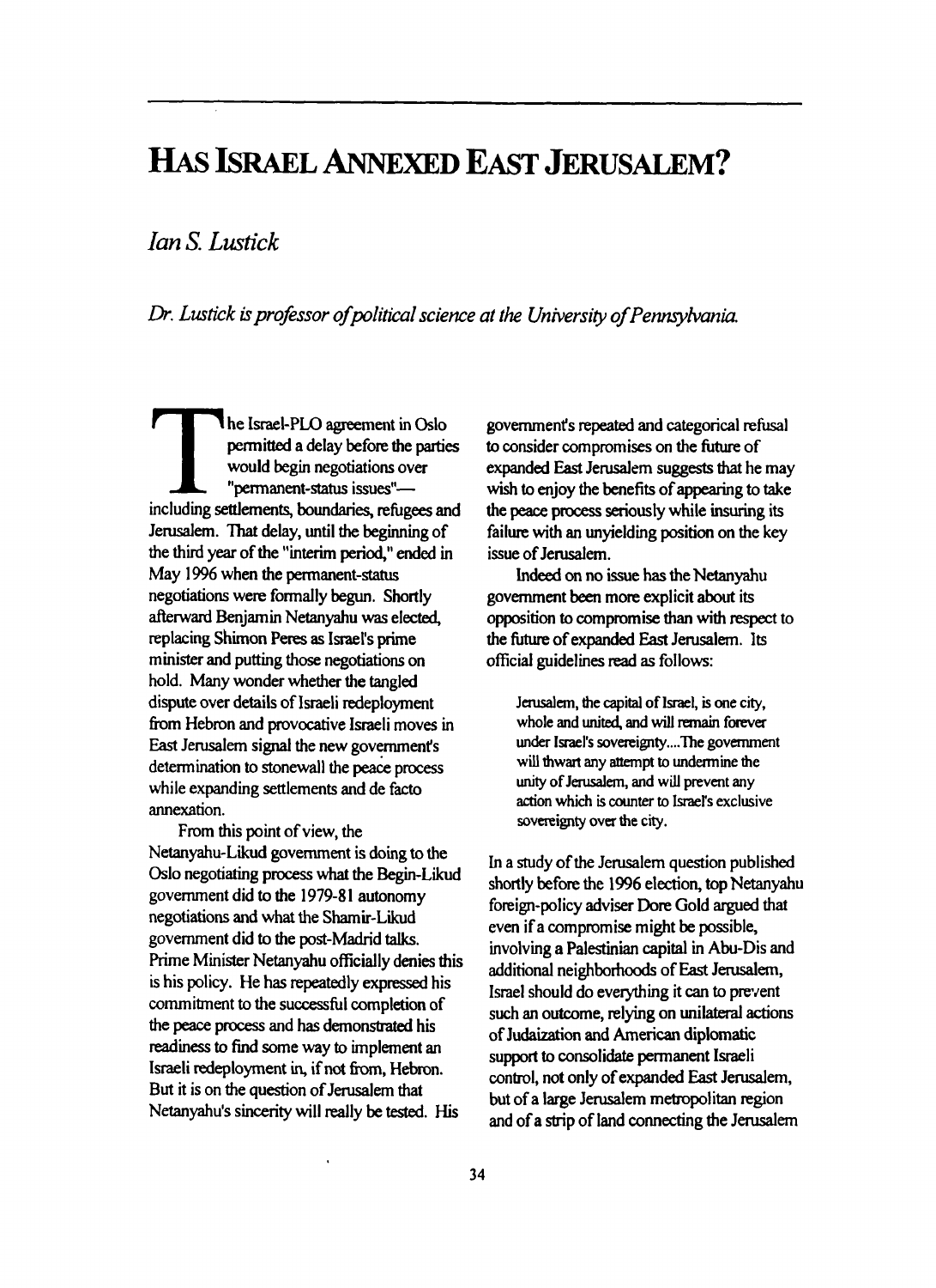# Has Israel Annexed East Jerusalem?

*Ian S. Lustick*

*Dr. Lustick is professor of political science at the University of Pennsylvania.*

The Israel-PLO agreement in Oslo permitted a delay before the parties would begin negotiations over "permanent-status issues"—including settlements, boundaries, refugees and Jerusalem. That delay, until the beginning of the third year of the "interim period," ended in May 1996 when the permanent-status negotiations were formally begun. Shortly afterward Benjamin Netanyahu was elected, replacing Shimon Peres as Israel's prime minister and putting those negotiations on hold. Many wonder whether the tangled dispute over details of Israeli redeployment from Hebron and provocative Israeli moves in East Jerusalem signal the new government's determination to stonewall the peace process while expanding settlements and de facto annexation.

From this point of view, the Netanyahu-Likud government is doing to the Oslo negotiating process what the Begin-Likud government did to the 1979-81 autonomy negotiations and what the Shamir-Likud government did to the post-Madrid talks. Prime Minister Netanyahu officially denies this is his policy. He has repeatedly expressed his commitment to the successful completion of the peace process and has demonstrated his readiness to find some way to implement an Israeli redeployment in, if not from, Hebron. But it is on the question of Jerusalem that Netanyahu's sincerity will really be tested. His government's repeated and categorical refusal to consider compromises on the future of expanded East Jerusalem suggests that he may wish to enjoy the benefits of appearing to take the peace process seriously while insuring its failure with an unyielding position on the key issue of Jerusalem.

Indeed on no issue has the Netanyahu government been more explicit about its opposition to compromise than with respect to the future of expanded East Jerusalem. Its official guidelines read as follows:

> Jerusalem, the capital of Israel, is one city, whole and united, and will remain forever under Israel's sovereignty....The government will thwart any attempt to undermine the unity of Jerusalem, and will prevent any action which is counter to Israel's exclusive sovereignty over the city.

In a study of the Jerusalem question published shortly before the 1996 election, top Netanyahu foreign-policy adviser Dore Gold argued that even if a compromise might be possible, involving a Palestinian capital in Abu-Dis and additional neighborhoods of East Jerusalem, Israel should do everything it can to prevent such an outcome, relying on unilateral actions of Judaization and American diplomatic support to consolidate permanent Israeli control, not only of expanded East Jerusalem, but of a large Jerusalem metropolitan region and of a strip of land connecting the Jerusalem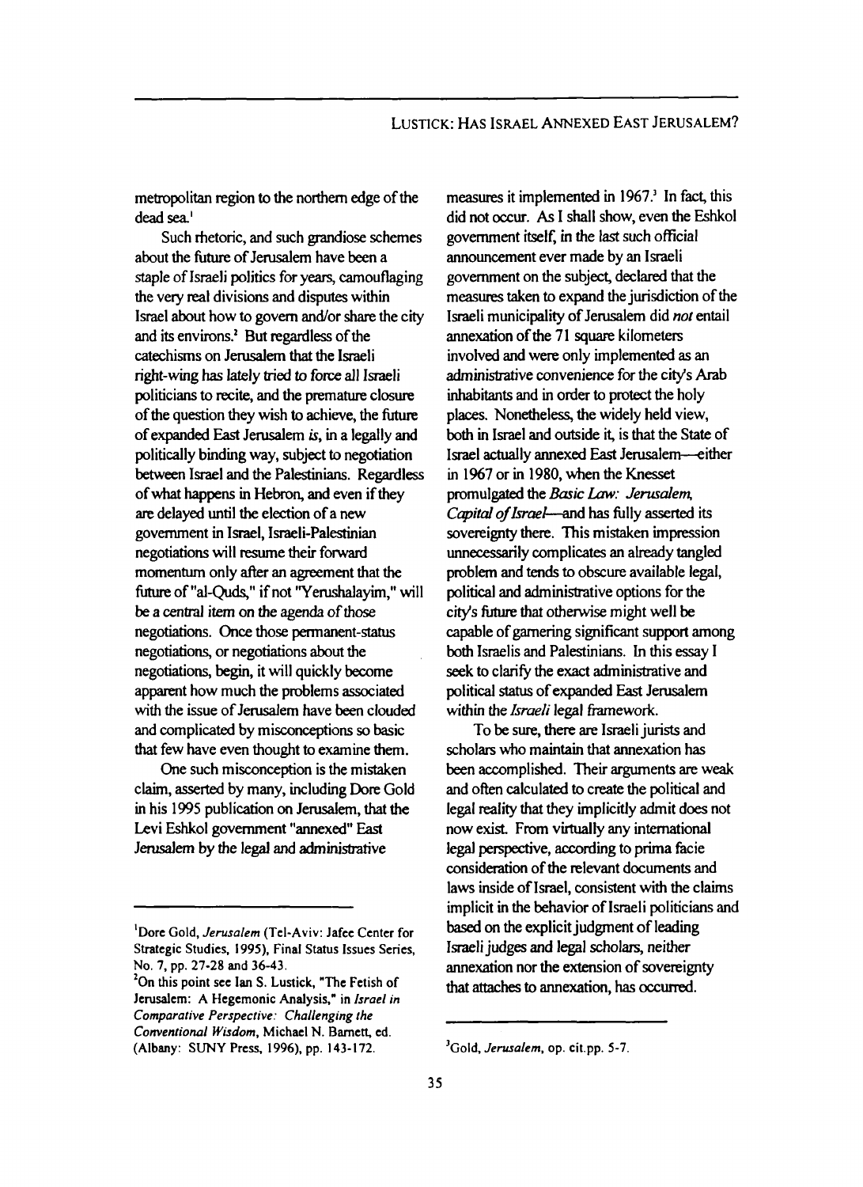metropolitan region to the northern edge of the dead sea.[1]

Such rhetoric, and such grandiose schemes about the future of Jerusalem have been a staple of Israeli politics for years, camouflaging the very real divisions and disputes within Israel about how to govern and/or share the city and its environs.[2] But regardless of the catechisms on Jerusalem that the Israeli right-wing has lately tried to force all Israeli politicians to recite, and the premature closure of the question they wish to achieve, the future of expanded East Jerusalem *is*, in a legally and politically binding way, subject to negotiation between Israel and the Palestinians. Regardless of what happens in Hebron, and even if they are delayed until the election of a new government in Israel, Israeli-Palestinian negotiations will resume their forward momentum only after an agreement that the future of "al-Quds," if not "Yerushalayim," will be a central item on the agenda of those negotiations. Once those permanent-status negotiations, or negotiations about the negotiations, begin, it will quickly become apparent how much the problems associated with the issue of Jerusalem have been clouded and complicated by misconceptions so basic that few have even thought to examine them.

One such misconception is the mistaken claim, asserted by many, including Dore Gold in his 1995 publication on Jerusalem, that the Levi Eshkol government "annexed" East Jerusalem by the legal and administrative measures it implemented in 1967.[3] In fact, this did not occur. As I shall show, even the Eshkol government itself, in the last such official announcement ever made by an Israeli government on the subject, declared that the measures taken to expand the jurisdiction of the Israeli municipality of Jerusalem did *not* entail annexation of the 71 square kilometers involved and were only implemented as an administrative convenience for the city's Arab inhabitants and in order to protect the holy places. Nonetheless, the widely held view, both in Israel and outside it, is that the State of Israel actually annexed East Jerusalem—either in 1967 or in 1980, when the Knesset promulgated the *Basic Law: Jerusalem, Capital of Israel*—and has fully asserted its sovereignty there. This mistaken impression unnecessarily complicates an already tangled problem and tends to obscure available legal, political and administrative options for the city's future that otherwise might well be capable of garnering significant support among both Israelis and Palestinians. In this essay I seek to clarify the exact administrative and political status of expanded East Jerusalem within the *Israeli* legal framework.

To be sure, there are Israeli jurists and scholars who maintain that annexation has been accomplished. Their arguments are weak and often calculated to create the political and legal reality that they implicitly admit does not now exist. From virtually any international legal perspective, according to prima facie consideration of the relevant documents and laws inside of Israel, consistent with the claims implicit in the behavior of Israeli politicians and based on the explicit judgment of leading Israeli judges and legal scholars, neither annexation nor the extension of sovereignty that attaches to annexation, has occurred.

---

[1] Dore Gold, *Jerusalem* (Tel-Aviv: Jafee Center for Strategic Studies, 1995), Final Status Issues Series, No. 7, pp. 27-28 and 36-43.

[2] On this point see Ian S. Lustick, "The Fetish of Jerusalem: A Hegemonic Analysis," in *Israel in Comparative Perspective: Challenging the Conventional Wisdom*, Michael N. Barnett, ed. (Albany: SUNY Press, 1996), pp. 143-172.

[3] Gold, *Jerusalem*, op. cit.pp. 5-7.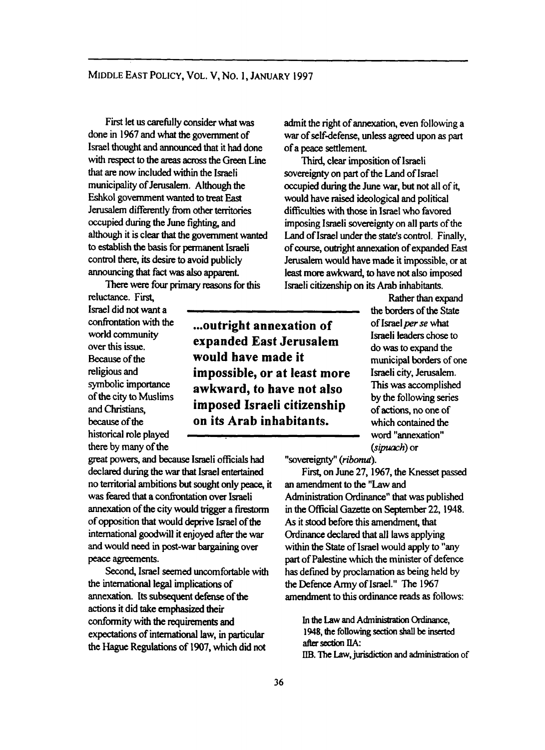First let us carefully consider what was done in 1967 and what the government of Israel thought and announced that it had done with respect to the areas across the Green Line that are now included within the Israeli municipality of Jerusalem. Although the Eshkol government wanted to treat East Jerusalem differently from other territories occupied during the June fighting, and although it is clear that the government wanted to establish the basis for permanent Israeli control there, its desire to avoid publicly announcing that fact was also apparent.

There were four primary reasons for this reluctance. First, Israel did not want a confrontation with the world community over this issue. Because of the religious and symbolic importance of the city to Muslims and Christians, because of the historical role played there by many of the great powers, and because Israeli officials had declared during the war that Israel entertained no territorial ambitions but sought only peace, it was feared that a confrontation over Israeli annexation of the city would trigger a firestorm of opposition that would deprive Israel of the international goodwill it enjoyed after the war and would need in post-war bargaining over peace agreements.

Second, Israel seemed uncomfortable with the international legal implications of annexation. Its subsequent defense of the actions it did take emphasized their conformity with the requirements and expectations of international law, in particular the Hague Regulations of 1907, which did not admit the right of annexation, even following a war of self-defense, unless agreed upon as part of a peace settlement.

Third, clear imposition of Israeli sovereignty on part of the Land of Israel occupied during the June war, but not all of it, would have raised ideological and political difficulties with those in Israel who favored imposing Israeli sovereignty on all parts of the Land of Israel under the state's control. Finally, of course, outright annexation of expanded East Jerusalem would have made it impossible, or at least more awkward, to have not also imposed Israeli citizenship on its Arab inhabitants.

**...outright annexation of expanded East Jerusalem would have made it impossible, or at least more awkward, to have not also imposed Israeli citizenship on its Arab inhabitants.**

Rather than expand the borders of the State of Israel *per se* what Israeli leaders chose to do was to expand the municipal borders of one Israeli city, Jerusalem. This was accomplished by the following series of actions, no one of which contained the word "annexation" (*sipuach*) or "sovereignty" (*ribonut*).

First, on June 27, 1967, the Knesset passed an amendment to the "Law and Administration Ordinance" that was published in the Official Gazette on September 22, 1948. As it stood before this amendment, that Ordinance declared that all laws applying within the State of Israel would apply to "any part of Palestine which the minister of defence has defined by proclamation as being held by the Defence Army of Israel." The 1967 amendment to this ordinance reads as follows:

> In the Law and Administration Ordinance, 1948, the following section shall be inserted after section IIA:
>
> IIB. The Law, jurisdiction and administration of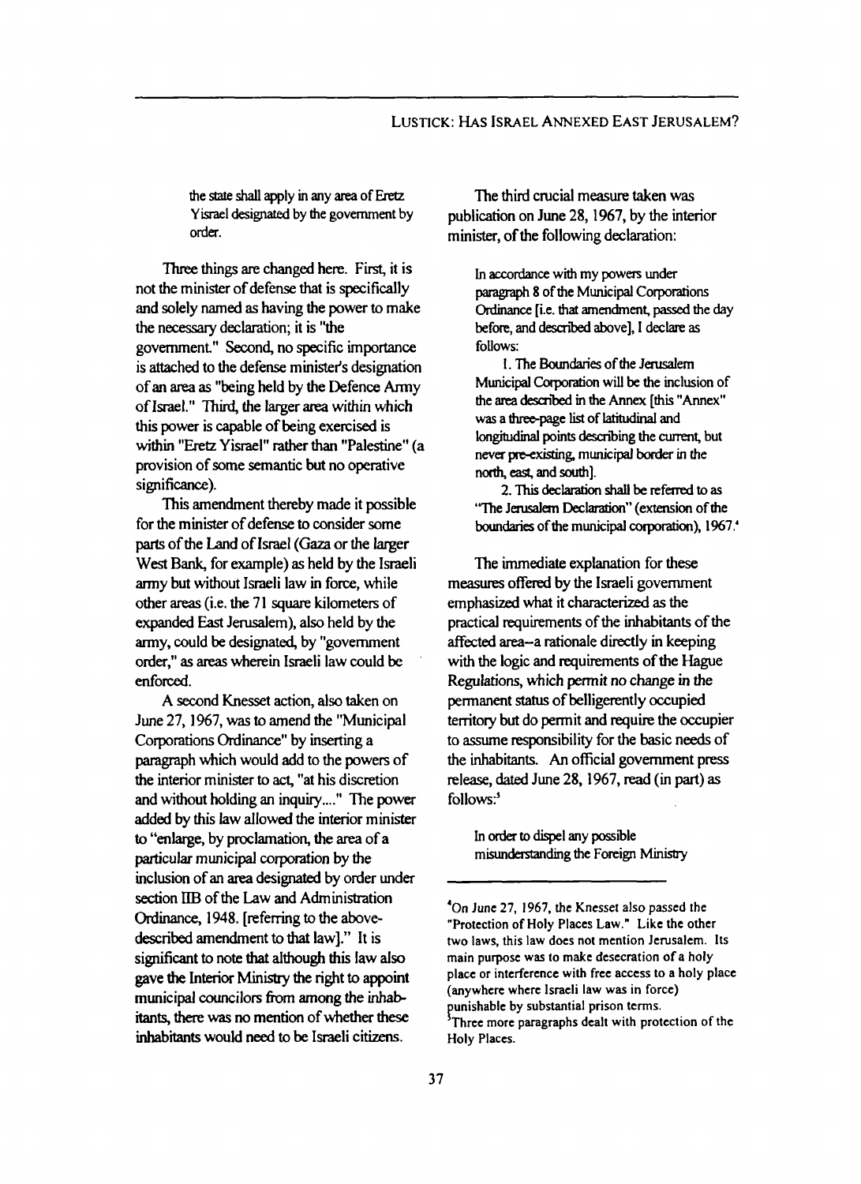> the state shall apply in any area of Eretz Yisrael designated by the government by order.

Three things are changed here. First, it is not the minister of defense that is specifically and solely named as having the power to make the necessary declaration; it is "the government." Second, no specific importance is attached to the defense minister's designation of an area as "being held by the Defence Army of Israel." Third, the larger area within which this power is capable of being exercised is within "Eretz Yisrael" rather than "Palestine" (a provision of some semantic but no operative significance).

This amendment thereby made it possible for the minister of defense to consider some parts of the Land of Israel (Gaza or the larger West Bank, for example) as held by the Israeli army but without Israeli law in force, while other areas (i.e. the 71 square kilometers of expanded East Jerusalem), also held by the army, could be designated, by "government order," as areas wherein Israeli law could be enforced.

A second Knesset action, also taken on June 27, 1967, was to amend the "Municipal Corporations Ordinance" by inserting a paragraph which would add to the powers of the interior minister to act, "at his discretion and without holding an inquiry...." The power added by this law allowed the interior minister to "enlarge, by proclamation, the area of a particular municipal corporation by the inclusion of an area designated by order under section IIB of the Law and Administration Ordinance, 1948. [referring to the above-described amendment to that law]." It is significant to note that although this law also gave the Interior Ministry the right to appoint municipal councilors from among the inhabitants, there was no mention of whether these inhabitants would need to be Israeli citizens.

The third crucial measure taken was publication on June 28, 1967, by the interior minister, of the following declaration:

> In accordance with my powers under paragraph 8 of the Municipal Corporations Ordinance [i.e. that amendment, passed the day before, and described above], I declare as follows:
>
> 1. The Boundaries of the Jerusalem Municipal Corporation will be the inclusion of the area described in the Annex [this "Annex" was a three-page list of latitudinal and longitudinal points describing the current, but never pre-existing, municipal border in the north, east, and south].
>
> 2. This declaration shall be referred to as "The Jerusalem Declaration" (extension of the boundaries of the municipal corporation), 1967.[4]

The immediate explanation for these measures offered by the Israeli government emphasized what it characterized as the practical requirements of the inhabitants of the affected area--a rationale directly in keeping with the logic and requirements of the Hague Regulations, which permit no change in the permanent status of belligerently occupied territory but do permit and require the occupier to assume responsibility for the basic needs of the inhabitants. An official government press release, dated June 28, 1967, read (in part) as follows:[5]

> In order to dispel any possible misunderstanding the Foreign Ministry

---

[4] On June 27, 1967, the Knesset also passed the "Protection of Holy Places Law." Like the other two laws, this law does not mention Jerusalem. Its main purpose was to make desecration of a holy place or interference with free access to a holy place (anywhere where Israeli law was in force) punishable by substantial prison terms.

[5] Three more paragraphs dealt with protection of the Holy Places.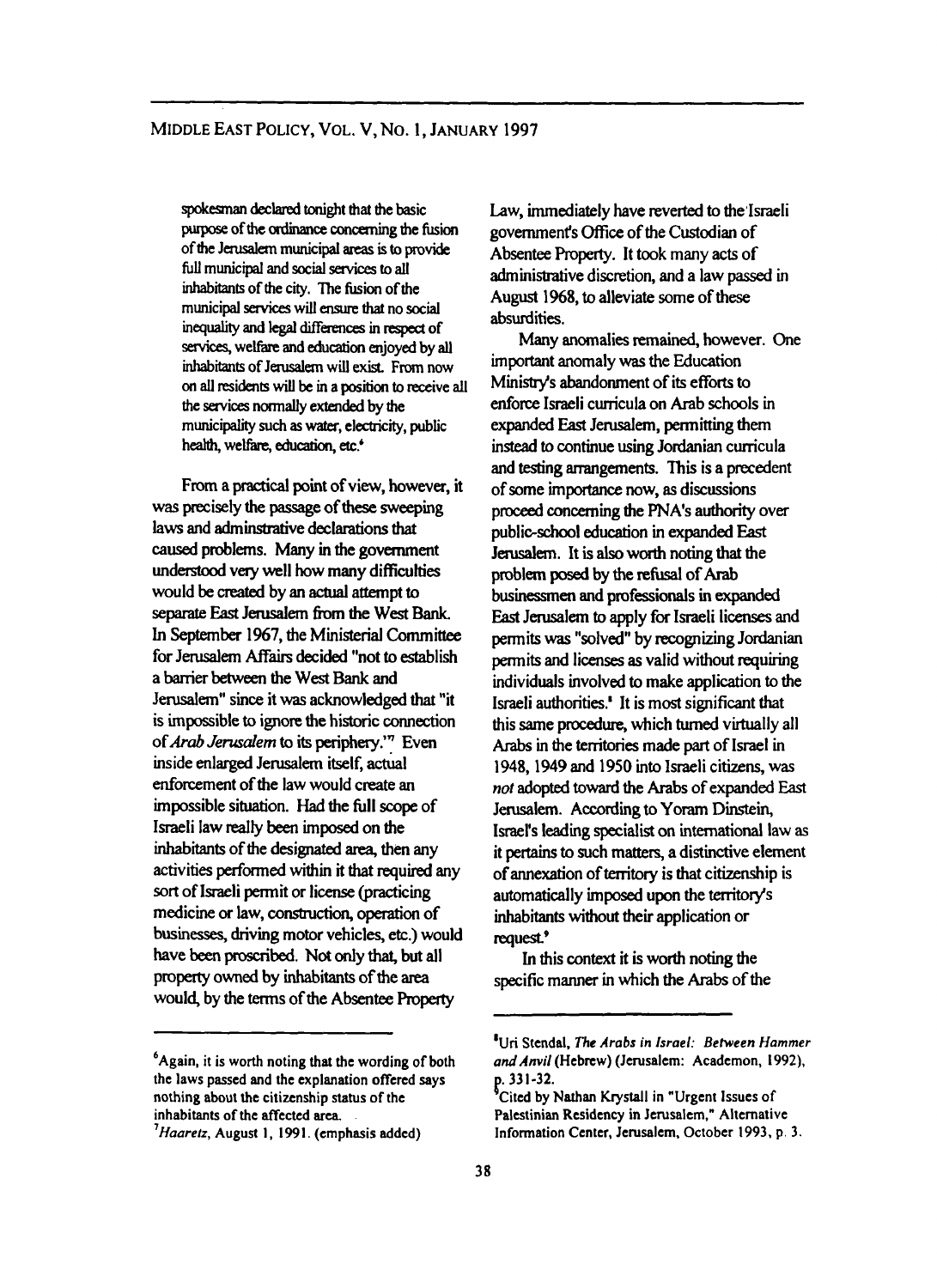spokesman declared tonight that the basic purpose of the ordinance concerning the fusion of the Jerusalem municipal areas is to provide full municipal and social services to all inhabitants of the city. The fusion of the municipal services will ensure that no social inequality and legal differences in respect of services, welfare and education enjoyed by all inhabitants of Jerusalem will exist. From now on all residents will be in a position to receive all the services normally extended by the municipality such as water, electricity, public health, welfare, education, etc.[6]

From a practical point of view, however, it was precisely the passage of these sweeping laws and adminstrative declarations that caused problems. Many in the government understood very well how many difficulties would be created by an actual attempt to separate East Jerusalem from the West Bank. In September 1967, the Ministerial Committee for Jerusalem Affairs decided "not to establish a barrier between the West Bank and Jerusalem" since it was acknowledged that "it is impossible to ignore the historic connection of *Arab Jerusalem* to its periphery."[7] Even inside enlarged Jerusalem itself, actual enforcement of the law would create an impossible situation. Had the full scope of Israeli law really been imposed on the inhabitants of the designated area, then any activities performed within it that required any sort of Israeli permit or license (practicing medicine or law, construction, operation of businesses, driving motor vehicles, etc.) would have been proscribed. Not only that, but all property owned by inhabitants of the area would, by the terms of the Absentee Property Law, immediately have reverted to the Israeli government's Office of the Custodian of Absentee Property. It took many acts of administrative discretion, and a law passed in August 1968, to alleviate some of these absurdities.

Many anomalies remained, however. One important anomaly was the Education Ministry's abandonment of its efforts to enforce Israeli curricula on Arab schools in expanded East Jerusalem, permitting them instead to continue using Jordanian curricula and testing arrangements. This is a precedent of some importance now, as discussions proceed concerning the PNA's authority over public-school education in expanded East Jerusalem. It is also worth noting that the problem posed by the refusal of Arab businessmen and professionals in expanded East Jerusalem to apply for Israeli licenses and permits was "solved" by recognizing Jordanian permits and licenses as valid without requiring individuals involved to make application to the Israeli authorities.[8] It is most significant that this same procedure, which turned virtually all Arabs in the territories made part of Israel in 1948, 1949 and 1950 into Israeli citizens, was *not* adopted toward the Arabs of expanded East Jerusalem. According to Yoram Dinstein, Israel's leading specialist on international law as it pertains to such matters, a distinctive element of annexation of territory is that citizenship is automatically imposed upon the territory's inhabitants without their application or request.[9]

In this context it is worth noting the specific manner in which the Arabs of the

---

[6] Again, it is worth noting that the wording of both the laws passed and the explanation offered says nothing about the citizenship status of the inhabitants of the affected area.

[7] *Haaretz*, August 1, 1991. (emphasis added)

[8] Uri Stendal, *The Arabs in Israel: Between Hammer and Anvil* (Hebrew) (Jerusalem: Academon, 1992), p. 331-32.

[9] Cited by Nathan Krystall in "Urgent Issues of Palestinian Residency in Jerusalem," Alternative Information Center, Jerusalem, October 1993, p. 3.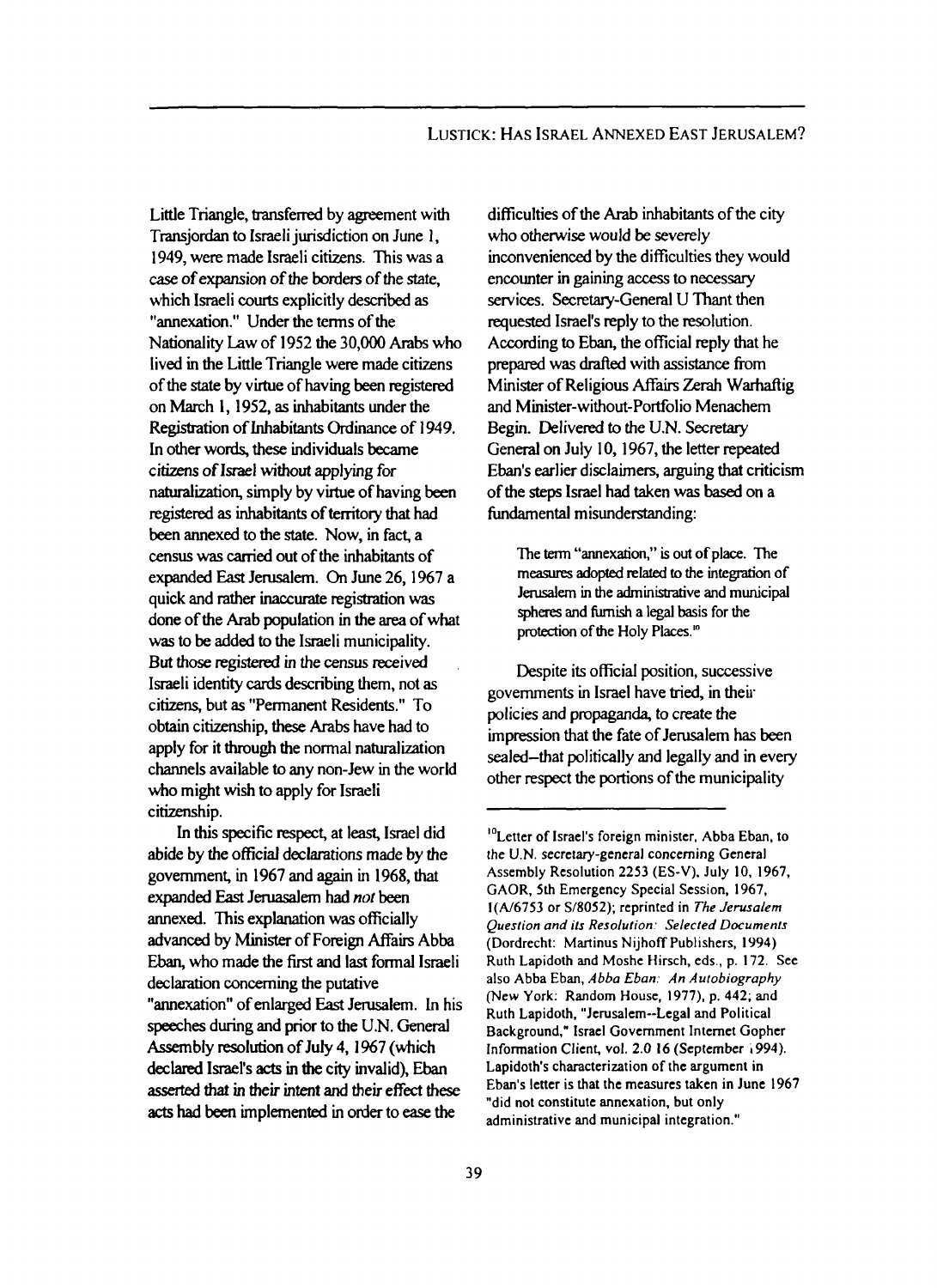Little Triangle, transferred by agreement with Transjordan to Israeli jurisdiction on June 1, 1949, were made Israeli citizens. This was a case of expansion of the borders of the state, which Israeli courts explicitly described as "annexation." Under the terms of the Nationality Law of 1952 the 30,000 Arabs who lived in the Little Triangle were made citizens of the state by virtue of having been registered on March 1, 1952, as inhabitants under the Registration of Inhabitants Ordinance of 1949. In other words, these individuals became citizens of Israel without applying for naturalization, simply by virtue of having been registered as inhabitants of territory that had been annexed to the state. Now, in fact, a census was carried out of the inhabitants of expanded East Jerusalem. On June 26, 1967 a quick and rather inaccurate registration was done of the Arab population in the area of what was to be added to the Israeli municipality. But those registered in the census received Israeli identity cards describing them, not as citizens, but as "Permanent Residents." To obtain citizenship, these Arabs have had to apply for it through the normal naturalization channels available to any non-Jew in the world who might wish to apply for Israeli citizenship.

In this specific respect, at least, Israel did abide by the official declarations made by the government, in 1967 and again in 1968, that expanded East Jeruasalem had *not* been annexed. This explanation was officially advanced by Minister of Foreign Affairs Abba Eban, who made the first and last formal Israeli declaration concerning the putative "annexation" of enlarged East Jerusalem. In his speeches during and prior to the U.N. General Assembly resolution of July 4, 1967 (which declared Israel's acts in the city invalid), Eban asserted that in their intent and their effect these acts had been implemented in order to ease the difficulties of the Arab inhabitants of the city who otherwise would be severely inconvenienced by the difficulties they would encounter in gaining access to necessary services. Secretary-General U Thant then requested Israel's reply to the resolution. According to Eban, the official reply that he prepared was drafted with assistance from Minister of Religious Affairs Zerah Warhaftig and Minister-without-Portfolio Menachem Begin. Delivered to the U.N. Secretary General on July 10, 1967, the letter repeated Eban's earlier disclaimers, arguing that criticism of the steps Israel had taken was based on a fundamental misunderstanding:

> The term "annexation," is out of place. The measures adopted related to the integration of Jerusalem in the administrative and municipal spheres and furnish a legal basis for the protection of the Holy Places.[10]

Despite its official position, successive governments in Israel have tried, in their policies and propaganda, to create the impression that the fate of Jerusalem has been sealed–that politically and legally and in every other respect the portions of the municipality

---

[10] Letter of Israel's foreign minister, Abba Eban, to the U.N. secretary-general concerning General Assembly Resolution 2253 (ES-V), July 10, 1967, GAOR, 5th Emergency Special Session, 1967, 1(A/6753 or S/8052); reprinted in *The Jerusalem Question and its Resolution: Selected Documents* (Dordrecht: Martinus Nijhoff Publishers, 1994) Ruth Lapidoth and Moshe Hirsch, eds., p. 172. See also Abba Eban, *Abba Eban: An Autobiography* (New York: Random House, 1977), p. 442; and Ruth Lapidoth, "Jerusalem--Legal and Political Background," Israel Government Internet Gopher Information Client, vol. 2.0 16 (September 1994). Lapidoth's characterization of the argument in Eban's letter is that the measures taken in June 1967 "did not constitute annexation, but only administrative and municipal integration."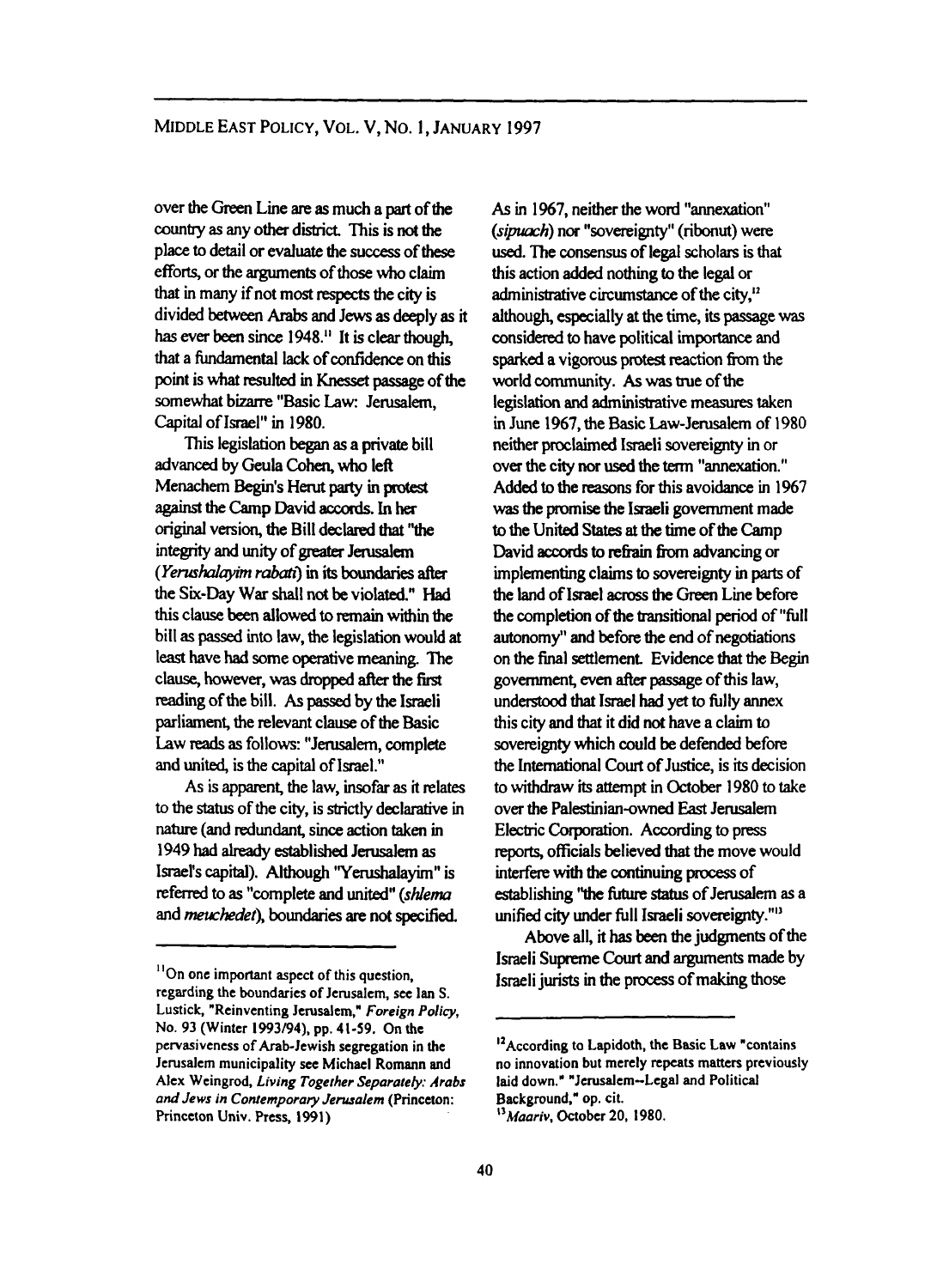over the Green Line are as much a part of the country as any other district. This is not the place to detail or evaluate the success of these efforts, or the arguments of those who claim that in many if not most respects the city is divided between Arabs and Jews as deeply as it has ever been since 1948.[11] It is clear though, that a fundamental lack of confidence on this point is what resulted in Knesset passage of the somewhat bizarre "Basic Law: Jerusalem, Capital of Israel" in 1980.

This legislation began as a private bill advanced by Geula Cohen, who left Menachem Begin's Herut party in protest against the Camp David accords. In her original version, the Bill declared that "the integrity and unity of greater Jerusalem (*Yerushalayim rabati*) in its boundaries after the Six-Day War shall not be violated." Had this clause been allowed to remain within the bill as passed into law, the legislation would at least have had some operative meaning. The clause, however, was dropped after the first reading of the bill. As passed by the Israeli parliament, the relevant clause of the Basic Law reads as follows: "Jerusalem, complete and united, is the capital of Israel."

As is apparent, the law, insofar as it relates to the status of the city, is strictly declarative in nature (and redundant, since action taken in 1949 had already established Jerusalem as Israel's capital). Although "Yerushalayim" is referred to as "complete and united" (*shlema* and *meuchedet*), boundaries are not specified. As in 1967, neither the word "annexation" (*sipuach*) nor "sovereignty" (ribonut) were used. The consensus of legal scholars is that this action added nothing to the legal or administrative circumstance of the city,[12] although, especially at the time, its passage was considered to have political importance and sparked a vigorous protest reaction from the world community. As was true of the legislation and administrative measures taken in June 1967, the Basic Law-Jerusalem of 1980 neither proclaimed Israeli sovereignty in or over the city nor used the term "annexation." Added to the reasons for this avoidance in 1967 was the promise the Israeli government made to the United States at the time of the Camp David accords to refrain from advancing or implementing claims to sovereignty in parts of the land of Israel across the Green Line before the completion of the transitional period of "full autonomy" and before the end of negotiations on the final settlement. Evidence that the Begin government, even after passage of this law, understood that Israel had yet to fully annex this city and that it did not have a claim to sovereignty which could be defended before the International Court of Justice, is its decision to withdraw its attempt in October 1980 to take over the Palestinian-owned East Jerusalem Electric Corporation. According to press reports, officials believed that the move would interfere with the continuing process of establishing "the future status of Jerusalem as a unified city under full Israeli sovereignty."[13]

Above all, it has been the judgments of the Israeli Supreme Court and arguments made by Israeli jurists in the process of making those

---

[11] On one important aspect of this question, regarding the boundaries of Jerusalem, see Ian S. Lustick, "Reinventing Jerusalem," *Foreign Policy*, No. 93 (Winter 1993/94), pp. 41-59. On the pervasiveness of Arab-Jewish segregation in the Jerusalem municipality see Michael Romann and Alex Weingrod, *Living Together Separately: Arabs and Jews in Contemporary Jerusalem* (Princeton: Princeton Univ. Press, 1991)

[12] According to Lapidoth, the Basic Law "contains no innovation but merely repeats matters previously laid down." "Jerusalem--Legal and Political Background," op. cit.

[13] *Maariv*, October 20, 1980.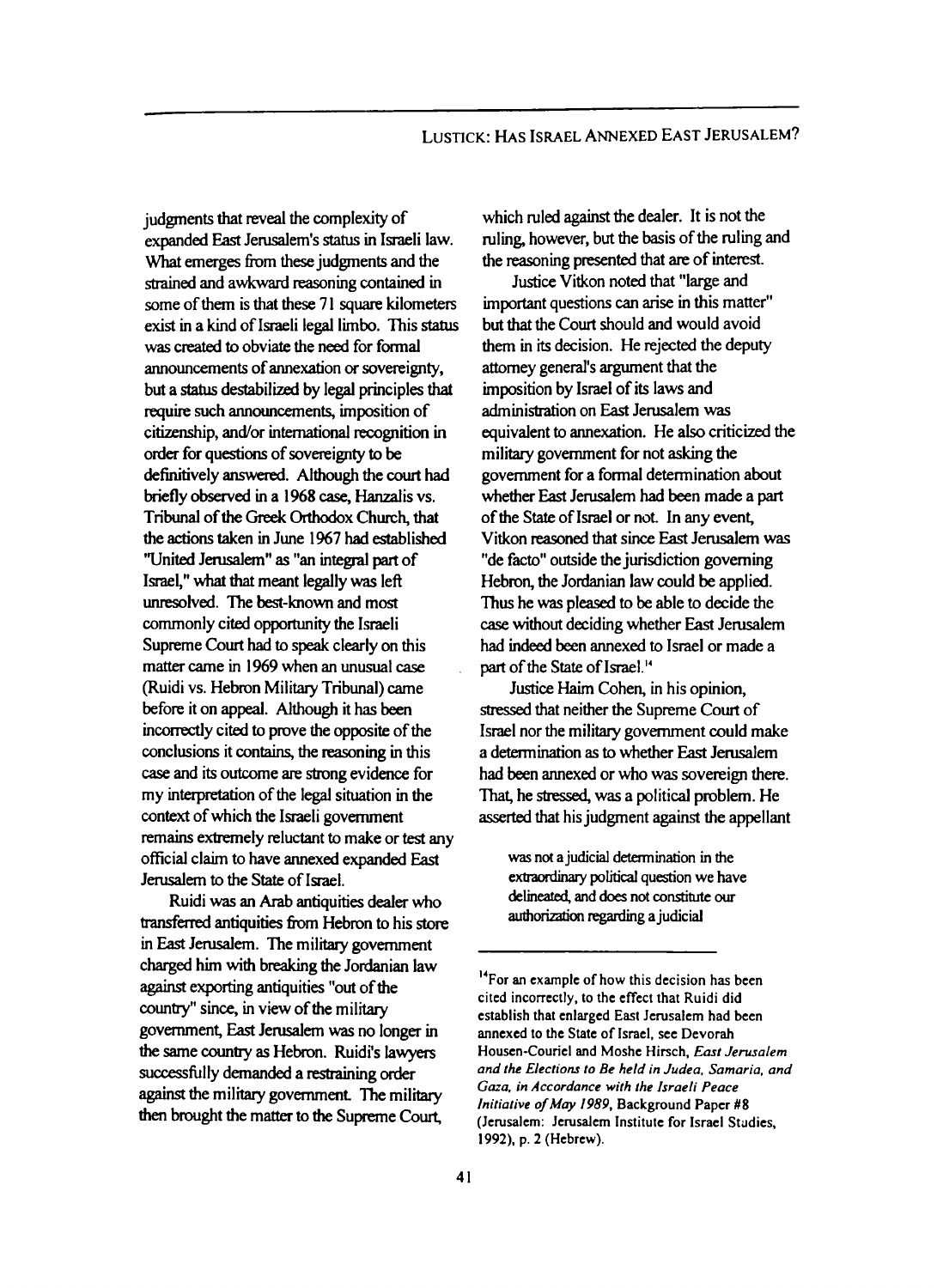judgments that reveal the complexity of expanded East Jerusalem's status in Israeli law. What emerges from these judgments and the strained and awkward reasoning contained in some of them is that these 71 square kilometers exist in a kind of Israeli legal limbo. This status was created to obviate the need for formal announcements of annexation or sovereignty, but a status destabilized by legal principles that require such announcements, imposition of citizenship, and/or international recognition in order for questions of sovereignty to be definitively answered. Although the court had briefly observed in a 1968 case, Hanzalis vs. Tribunal of the Greek Orthodox Church, that the actions taken in June 1967 had established "United Jerusalem" as "an integral part of Israel," what that meant legally was left unresolved. The best-known and most commonly cited opportunity the Israeli Supreme Court had to speak clearly on this matter came in 1969 when an unusual case (Ruidi vs. Hebron Military Tribunal) came before it on appeal. Although it has been incorrectly cited to prove the opposite of the conclusions it contains, the reasoning in this case and its outcome are strong evidence for my interpretation of the legal situation in the context of which the Israeli government remains extremely reluctant to make or test any official claim to have annexed expanded East Jerusalem to the State of Israel.

Ruidi was an Arab antiquities dealer who transferred antiquities from Hebron to his store in East Jerusalem. The military government charged him with breaking the Jordanian law against exporting antiquities "out of the country" since, in view of the military government, East Jerusalem was no longer in the same country as Hebron. Ruidi's lawyers successfully demanded a restraining order against the military government. The military then brought the matter to the Supreme Court, which ruled against the dealer. It is not the ruling, however, but the basis of the ruling and the reasoning presented that are of interest.

Justice Vitkon noted that "large and important questions can arise in this matter" but that the Court should and would avoid them in its decision. He rejected the deputy attorney general's argument that the imposition by Israel of its laws and administration on East Jerusalem was equivalent to annexation. He also criticized the military government for not asking the government for a formal determination about whether East Jerusalem had been made a part of the State of Israel or not. In any event, Vitkon reasoned that since East Jerusalem was "de facto" outside the jurisdiction governing Hebron, the Jordanian law could be applied. Thus he was pleased to be able to decide the case without deciding whether East Jerusalem had indeed been annexed to Israel or made a part of the State of Israel.[14]

Justice Haim Cohen, in his opinion, stressed that neither the Supreme Court of Israel nor the military government could make a determination as to whether East Jerusalem had been annexed or who was sovereign there. That, he stressed, was a political problem. He asserted that his judgment against the appellant

> was not a judicial determination in the extraordinary political question we have delineated, and does not constitute our authorization regarding a judicial

---

[14]For an example of how this decision has been cited incorrectly, to the effect that Ruidi did establish that enlarged East Jerusalem had been annexed to the State of Israel, see Devorah Housen-Couriel and Moshe Hirsch, *East Jerusalem and the Elections to Be held in Judea, Samaria, and Gaza, in Accordance with the Israeli Peace Initiative of May 1989*, Background Paper #8 (Jerusalem: Jerusalem Institute for Israel Studies, 1992), p. 2 (Hebrew).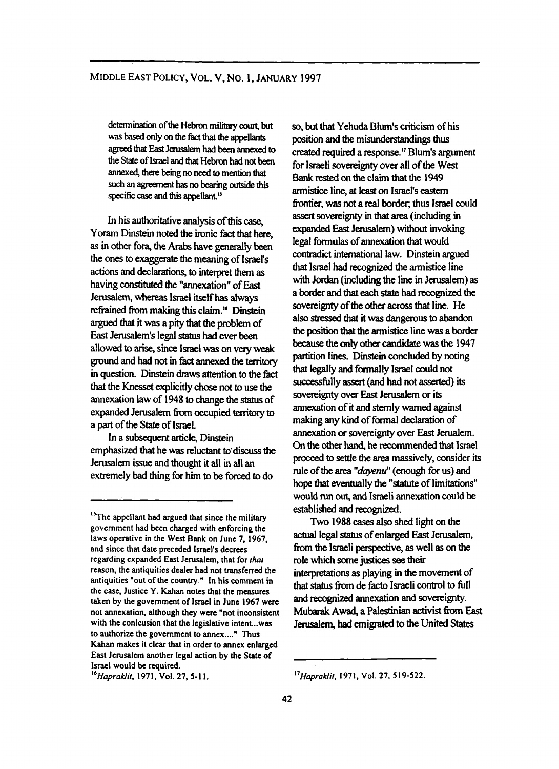> determination of the Hebron military court, but was based only on the fact that the appellants agreed that East Jerusalem had been annexed to the State of Israel and that Hebron had not been annexed, there being no need to mention that such an agreement has no bearing outside this specific case and this appellant.[15]

In his authoritative analysis of this case, Yoram Dinstein noted the ironic fact that here, as in other fora, the Arabs have generally been the ones to exaggerate the meaning of Israel's actions and declarations, to interpret them as having constituted the "annexation" of East Jerusalem, whereas Israel itself has always refrained from making this claim.[16] Dinstein argued that it was a pity that the problem of East Jerusalem's legal status had ever been allowed to arise, since Israel was on very weak ground and had not in fact annexed the territory in question. Dinstein draws attention to the fact that the Knesset explicitly chose not to use the annexation law of 1948 to change the status of expanded Jerusalem from occupied territory to a part of the State of Israel.

In a subsequent article, Dinstein emphasized that he was reluctant to discuss the Jerusalem issue and thought it all in all an extremely bad thing for him to be forced to do so, but that Yehuda Blum's criticism of his position and the misunderstandings thus created required a response.[17] Blum's argument for Israeli sovereignty over all of the West Bank rested on the claim that the 1949 armistice line, at least on Israel's eastern frontier, was not a real border; thus Israel could assert sovereignty in that area (including in expanded East Jerusalem) without invoking legal formulas of annexation that would contradict international law. Dinstein argued that Israel had recognized the armistice line with Jordan (including the line in Jerusalem) as a border and that each state had recognized the sovereignty of the other across that line. He also stressed that it was dangerous to abandon the position that the armistice line was a border because the only other candidate was the 1947 partition lines. Dinstein concluded by noting that legally and formally Israel could not successfully assert (and had not asserted) its sovereignty over East Jerusalem or its annexation of it and sternly warned against making any kind of formal declaration of annexation or sovereignty over East Jerualem. On the other hand, he recommended that Israel proceed to settle the area massively, consider its rule of the area "*dayenu*" (enough for us) and hope that eventually the "statute of limitations" would run out, and Israeli annexation could be established and recognized.

Two 1988 cases also shed light on the actual legal status of enlarged East Jerusalem, from the Israeli perspective, as well as on the role which some justices see their interpretations as playing in the movement of that status from de facto Israeli control to full and recognized annexation and sovereignty. Mubarak Awad, a Palestinian activist from East Jerusalem, had emigrated to the United States

---

[15] The appellant had argued that since the military government had been charged with enforcing the laws operative in the West Bank on June 7, 1967, and since that date preceded Israel's decrees regarding expanded East Jerusalem, that for *that* reason, the antiquities dealer had not transferred the antiquities "out of the country." In his comment in the case, Justice Y. Kahan notes that the measures taken by the government of Israel in June 1967 were not annexation, although they were "not inconsistent with the conlcusion that the legislative intent...was to authorize the government to annex...." Thus Kahan makes it clear that in order to annex enlarged East Jerusalem another legal action by the State of Israel would be required.

[16] *Hapraklit*, 1971, Vol. 27, 5-11.

[17] *Hapraklit*, 1971, Vol. 27, 519-522.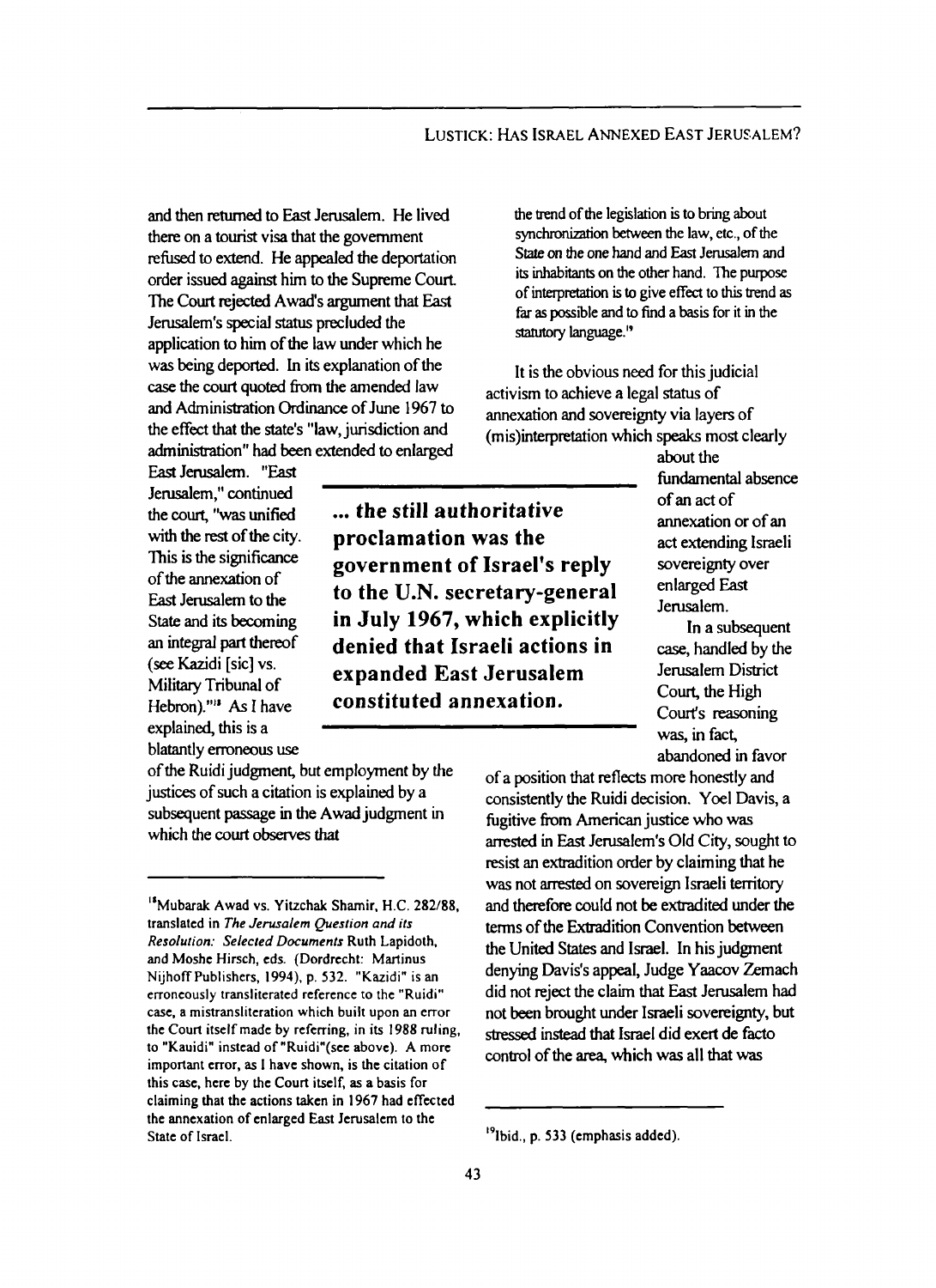and then returned to East Jerusalem. He lived there on a tourist visa that the government refused to extend. He appealed the deportation order issued against him to the Supreme Court. The Court rejected Awad's argument that East Jerusalem's special status precluded the application to him of the law under which he was being deported. In its explanation of the case the court quoted from the amended law and Administration Ordinance of June 1967 to the effect that the state's "law, jurisdiction and administration" had been extended to enlarged East Jerusalem. "East Jerusalem," continued the court, "was unified with the rest of the city. This is the significance of the annexation of East Jerusalem to the State and its becoming an integral part thereof (see Kazidi [sic] vs. Military Tribunal of Hebron)."[18] As I have explained, this is a blatantly erroneous use of the Ruidi judgment, but employment by the justices of such a citation is explained by a subsequent passage in the Awad judgment in which the court observes that

> the trend of the legislation is to bring about synchronization between the law, etc., of the State on the one hand and East Jerusalem and its inhabitants on the other hand. The purpose of interpretation is to give effect to this trend as far as possible and to find a basis for it in the statutory language.[19]

It is the obvious need for this judicial activism to achieve a legal status of annexation and sovereignty via layers of (mis)interpretation which speaks most clearly about the fundamental absence of an act of annexation or of an act extending Israeli sovereignty over enlarged East Jerusalem.

**... the *still authoritative* proclamation was the government of Israel's reply to the U.N. secretary-general in July 1967, which explicitly denied that Israeli actions in expanded East Jerusalem constituted annexation.**

In a subsequent case, handled by the Jerusalem District Court, the High Court's reasoning was, in fact, abandoned in favor of a position that reflects more honestly and consistently the Ruidi decision. Yoel Davis, a fugitive from American justice who was arrested in East Jerusalem's Old City, sought to resist an extradition order by claiming that he was not arrested on sovereign Israeli territory and therefore could not be extradited under the terms of the Extradition Convention between the United States and Israel. In his judgment denying Davis's appeal, Judge Yaacov Zemach did not reject the claim that East Jerusalem had not been brought under Israeli sovereignty, but stressed instead that Israel did exert de facto control of the area, which was all that was

---

[18] Mubarak Awad vs. Yitzchak Shamir, H.C. 282/88, translated in *The Jerusalem Question and its Resolution: Selected Documents* Ruth Lapidoth, and Moshe Hirsch, eds. (Dordrecht: Martinus Nijhoff Publishers, 1994), p. 532. "Kazidi" is an erroneously transliterated reference to the "Ruidi" case, a mistransliteration which built upon an error the Court itself made by referring, in its 1988 ruling, to "Kauidi" instead of "Ruidi"(see above). A more important error, as I have shown, is the citation of this case, here by the Court itself, as a basis for claiming that the actions taken in 1967 had effected the annexation of enlarged East Jerusalem to the State of Israel.

[19] Ibid., p. 533 (emphasis added).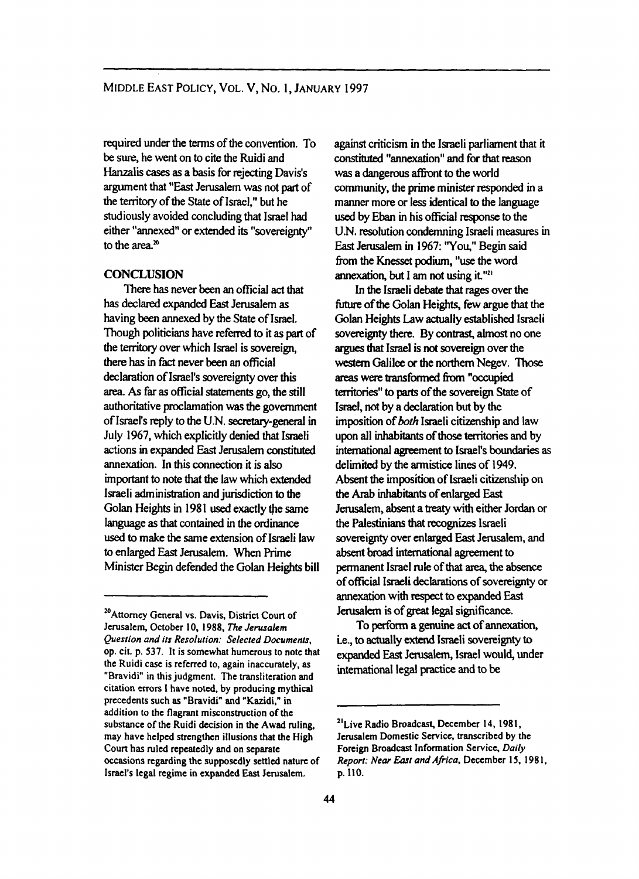required under the terms of the convention. To be sure, he went on to cite the Ruidi and Hanzalis cases as a basis for rejecting Davis's argument that "East Jerusalem was not part of the territory of the State of Israel," but he studiously avoided concluding that Israel had either "annexed" or extended its "sovereignty" to the area.[20]

## CONCLUSION

There has never been an official act that has declared expanded East Jerusalem as having been annexed by the State of Israel. Though politicians have referred to it as part of the territory over which Israel is sovereign, there has in fact never been an official declaration of Israel's sovereignty over this area. As far as official statements go, the still authoritative proclamation was the government of Israel's reply to the U.N. secretary-general in July 1967, which explicitly denied that Israeli actions in expanded East Jerusalem constituted annexation. In this connection it is also important to note that the law which extended Israeli administration and jurisdiction to the Golan Heights in 1981 used exactly the same language as that contained in the ordinance used to make the same extension of Israeli law to enlarged East Jerusalem. When Prime Minister Begin defended the Golan Heights bill against criticism in the Israeli parliament that it constituted "annexation" and for that reason was a dangerous affront to the world community, the prime minister responded in a manner more or less identical to the language used by Eban in his official response to the U.N. resolution condemning Israeli measures in East Jerusalem in 1967: "You," Begin said from the Knesset podium, "use the word annexation, but I am not using it."[21]

In the Israeli debate that rages over the future of the Golan Heights, few argue that the Golan Heights Law actually established Israeli sovereignty there. By contrast, almost no one argues that Israel is not sovereign over the western Galilee or the northern Negev. Those areas were transformed from "occupied territories" to parts of the sovereign State of Israel, not by a declaration but by the imposition of *both* Israeli citizenship and law upon all inhabitants of those territories and by international agreement to Israel's boundaries as delimited by the armistice lines of 1949. Absent the imposition of Israeli citizenship on the Arab inhabitants of enlarged East Jerusalem, absent a treaty with either Jordan or the Palestinians that recognizes Israeli sovereignty over enlarged East Jerusalem, and absent broad international agreement to permanent Israel rule of that area, the absence of official Israeli declarations of sovereignty or annexation with respect to expanded East Jerusalem is of great legal significance.

To perform a genuine act of annexation, i.e., to actually extend Israeli sovereignty to expanded East Jerusalem, Israel would, under international legal practice and to be

---

[20] Attorney General vs. Davis, District Court of Jerusalem, October 10, 1988, *The Jerusalem Question and its Resolution: Selected Documents*, op. cit. p. 537. It is somewhat humerous to note that the Ruidi case is referred to, again inaccurately, as "Bravidi" in this judgment. The transliteration and citation errors I have noted, by producing mythical precedents such as "Bravidi" and "Kazidi," in addition to the flagrant misconstruction of the substance of the Ruidi decision in the Awad ruling, may have helped strengthen illusions that the High Court has ruled repeatedly and on separate occasions regarding the supposedly settled nature of Israel's legal regime in expanded East Jerusalem.

[21] Live Radio Broadcast, December 14, 1981, Jerusalem Domestic Service, transcribed by the Foreign Broadcast Information Service, *Daily Report: Near East and Africa*, December 15, 1981, p. 110.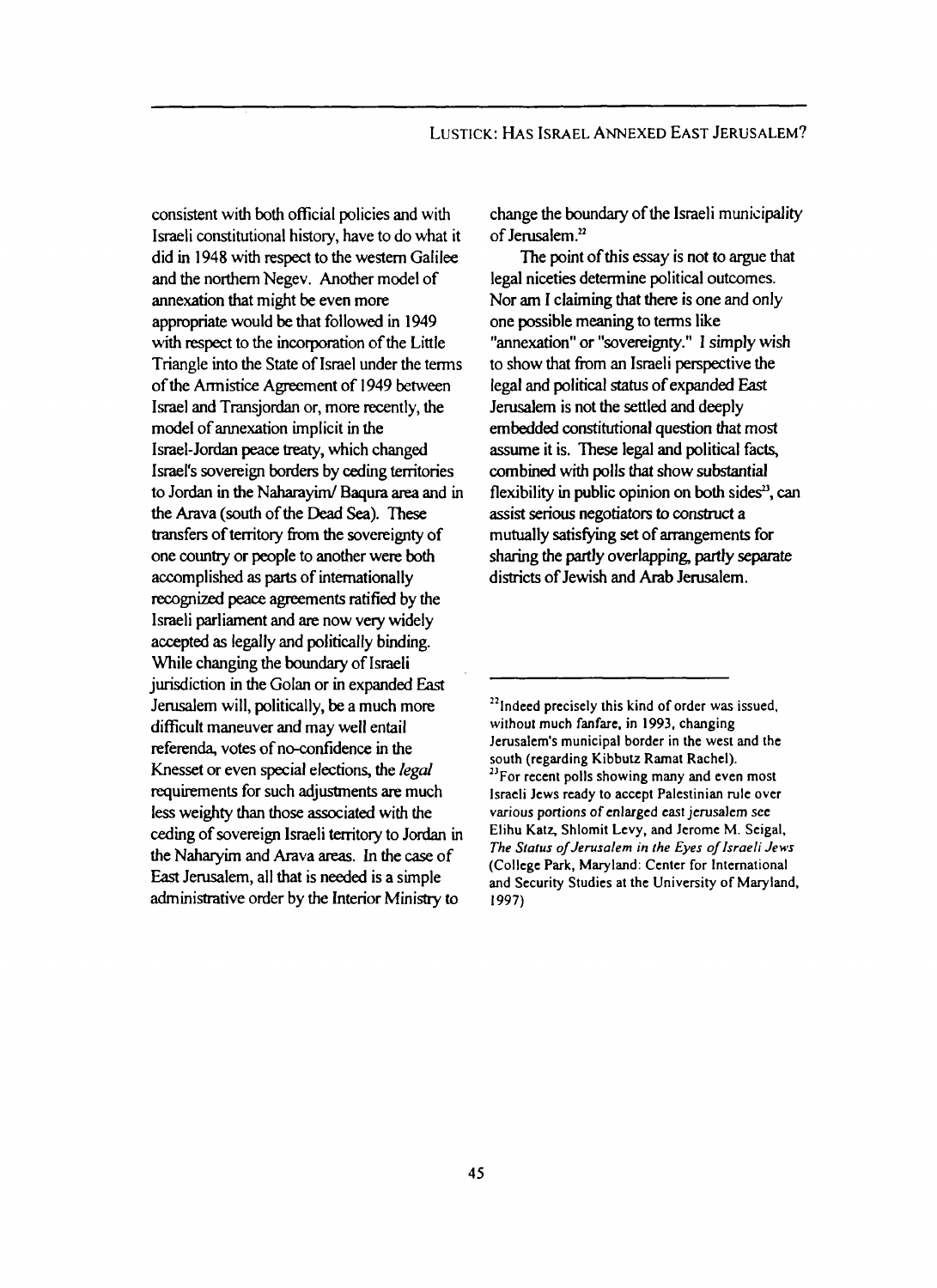consistent with both official policies and with Israeli constitutional history, have to do what it did in 1948 with respect to the western Galilee and the northern Negev. Another model of annexation that might be even more appropriate would be that followed in 1949 with respect to the incorporation of the Little Triangle into the State of Israel under the terms of the Armistice Agreement of 1949 between Israel and Transjordan or, more recently, the model of annexation implicit in the Israel-Jordan peace treaty, which changed Israel's sovereign borders by ceding territories to Jordan in the Naharayim/ Baqura area and in the Arava (south of the Dead Sea). These transfers of territory from the sovereignty of one country or people to another were both accomplished as parts of internationally recognized peace agreements ratified by the Israeli parliament and are now very widely accepted as legally and politically binding. While changing the boundary of Israeli jurisdiction in the Golan or in expanded East Jerusalem will, politically, be a much more difficult maneuver and may well entail referenda, votes of no-confidence in the Knesset or even special elections, the *legal* requirements for such adjustments are much less weighty than those associated with the ceding of sovereign Israeli territory to Jordan in the Naharyim and Arava areas. In the case of East Jerusalem, all that is needed is a simple administrative order by the Interior Ministry to change the boundary of the Israeli municipality of Jerusalem.[22]

The point of this essay is not to argue that legal niceties determine political outcomes. Nor am I claiming that there is one and only one possible meaning to terms like "annexation" or "sovereignty." I simply wish to show that from an Israeli perspective the legal and political status of expanded East Jerusalem is not the settled and deeply embedded constitutional question that most assume it is. These legal and political facts, combined with polls that show substantial flexibility in public opinion on both sides[23], can assist serious negotiators to construct a mutually satisfying set of arrangements for sharing the partly overlapping, partly separate districts of Jewish and Arab Jerusalem.

---

[22] Indeed precisely this kind of order was issued, without much fanfare, in 1993, changing Jerusalem's municipal border in the west and the south (regarding Kibbutz Ramat Rachel).

[23] For recent polls showing many and even most Israeli Jews ready to accept Palestinian rule over various portions of enlarged east jerusalem see Elihu Katz, Shlomit Levy, and Jerome M. Seigal, *The Status of Jerusalem in the Eyes of Israeli Jews* (College Park, Maryland: Center for International and Security Studies at the University of Maryland, 1997)